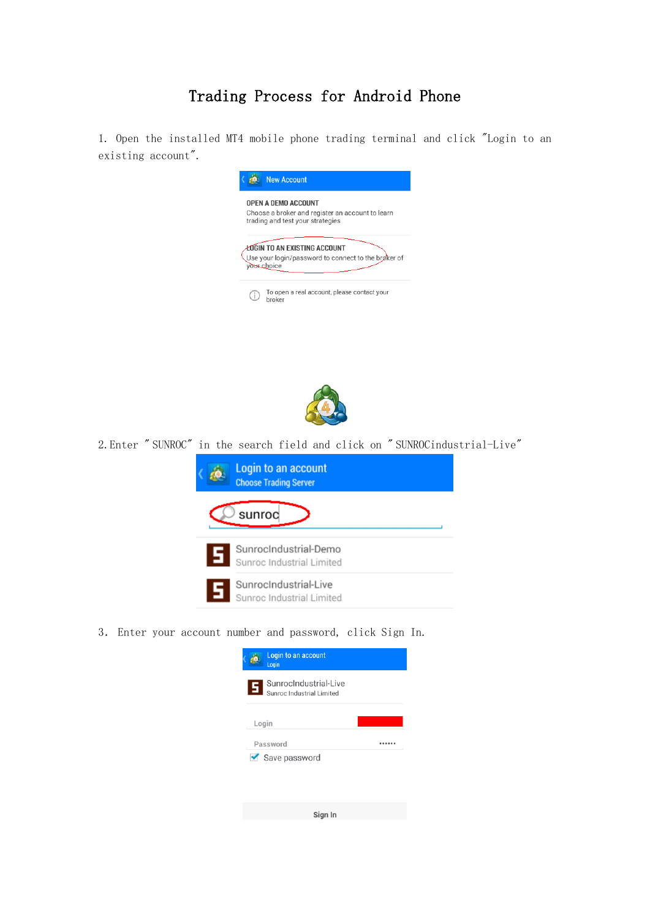# Trading Process for Android Phone

1. Open the installed MT4 mobile phone trading terminal and click "Login to an existing account".

2. Enter "SUNROC" in the search field and click on "SUNROCindustrial-Live"

3. Enter your account number and password, click Sign In.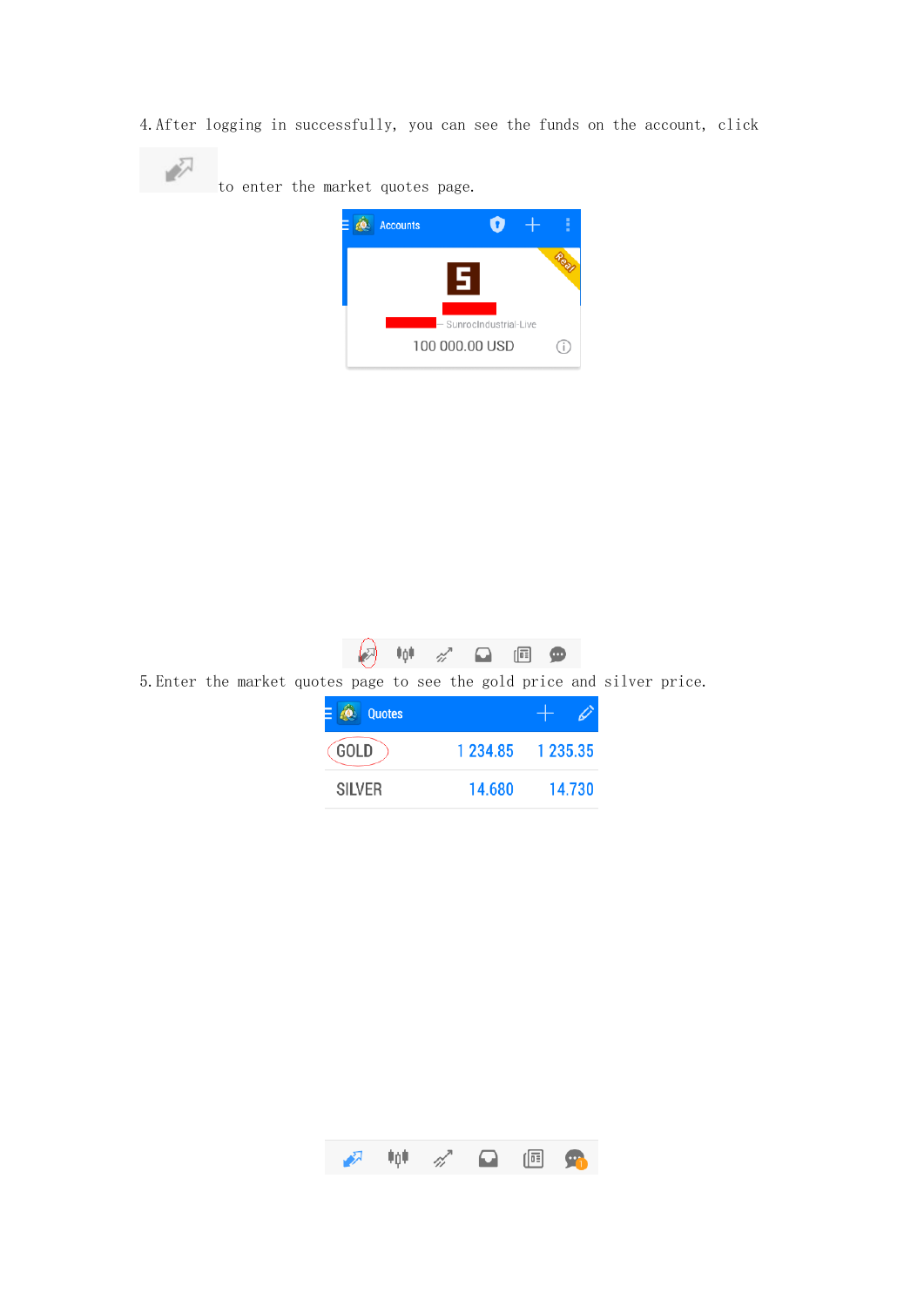4. After logging in successfully, you can see the funds on the account, click to enter the market quotes page.

5. Enter the market quotes page to see the gold price and silver price.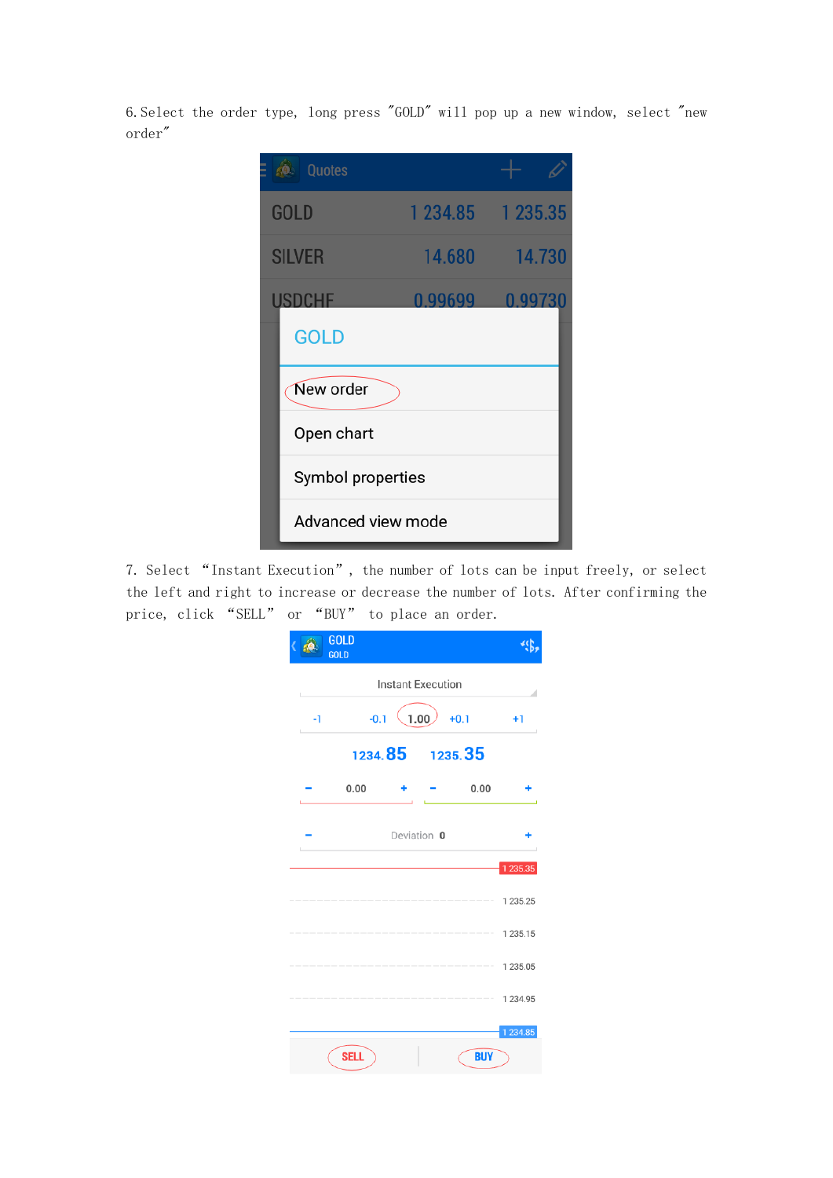6. Select the order type, long press "GOLD" will pop up a new window, select "new order"

7. Select "Instant Execution", the number of lots can be input freely, or select the left and right to increase or decrease the number of lots. After confirming the price, click "SELL" or "BUY" to place an order.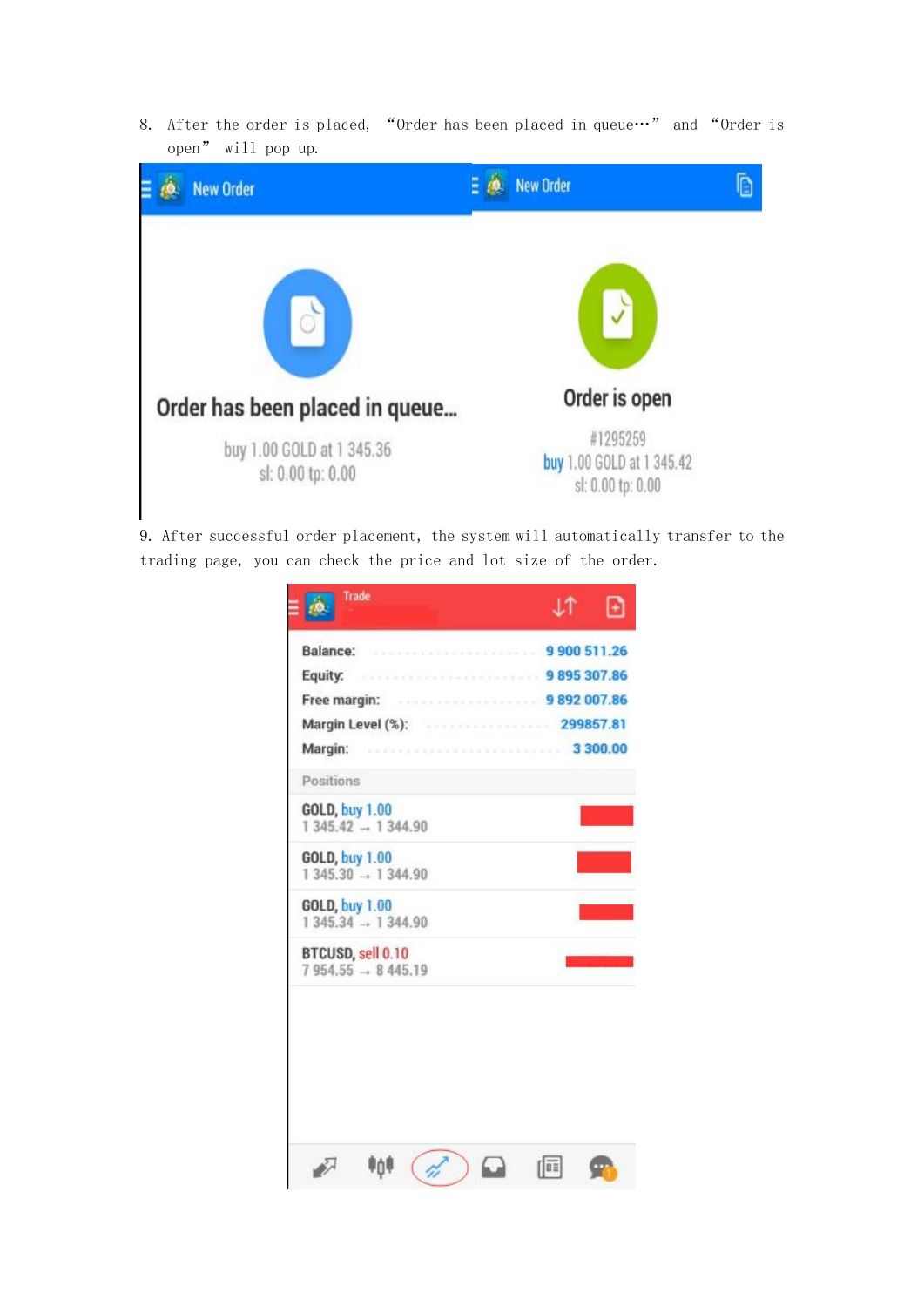8. After the order is placed, "Order has been placed in queue…" and "Order is open" will pop up.

New Order

Order has been placed in queue...

buy 1.00 GOLD at 1 345.36
sl: 0.00 tp: 0.00

New Order

Order is open

#1295259
buy 1.00 GOLD at 1 345.42
sl: 0.00 tp: 0.00

9. After successful order placement, the system will automatically transfer to the trading page, you can check the price and lot size of the order.

Trade

| | |
|---|---|
| Balance: | 9 900 511.26 |
| Equity: | 9 895 307.86 |
| Free margin: | 9 892 007.86 |
| Margin Level (%): | 299857.81 |
| Margin: | 3 300.00 |

Positions

GOLD, buy 1.00
1 345.42 → 1 344.90

GOLD, buy 1.00
1 345.30 → 1 344.90

GOLD, buy 1.00
1 345.34 → 1 344.90

BTCUSD, sell 0.10
7 954.55 → 8 445.19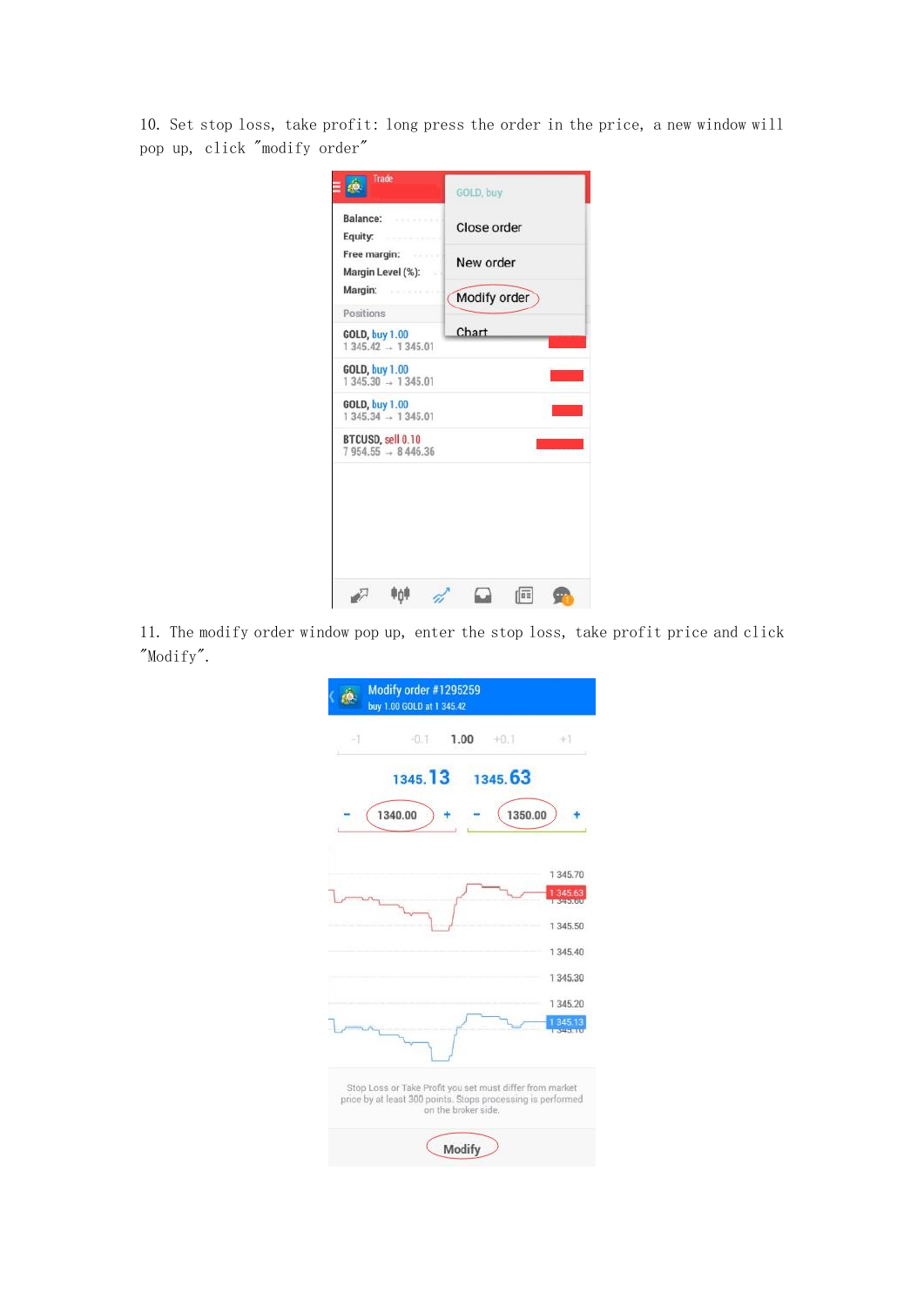10. Set stop loss, take profit: long press the order in the price, a new window will pop up, click "modify order"

11. The modify order window pop up, enter the stop loss, take profit price and click "Modify".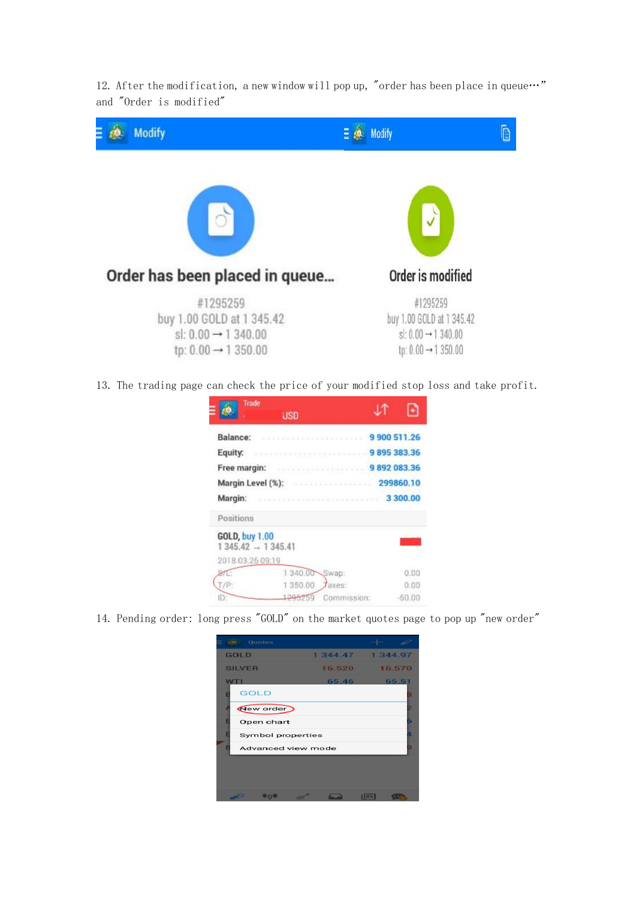12. After the modification, a new window will pop up, "order has been place in queue…" and "Order is modified"

| Modify | Modify |
| --- | --- |
| **Order has been placed in queue...** | **Order is modified** |
| #1295259 | #1295259 |
| buy 1.00 GOLD at 1 345.42 | buy 1.00 GOLD at 1 345.42 |
| sl: 0.00 → 1 340.00 | sl: 0.00 → 1 340.00 |
| tp: 0.00 → 1 350.00 | tp: 0.00 → 1 350.00 |

13. The trading page can check the price of your modified stop loss and take profit.

Trade  
USD

| | |
| --- | --- |
| Balance: | 9 900 511.26 |
| Equity: | 9 895 383.36 |
| Free margin: | 9 892 083.36 |
| Margin Level (%): | 299860.10 |
| Margin: | 3 300.00 |

Positions

GOLD, buy 1.00  
1 345.42 → 1 345.41  
2018.03.26 09:19

| | | | |
| --- | --- | --- | --- |
| S/L: | 1 340.00 | Swap: | 0.00 |
| T/P: | 1 350.00 | Taxes: | 0.00 |
| ID: | 1295259 | Commission: | -50.00 |

14. Pending order: long press "GOLD" on the market quotes page to pop up "new order"

Quotes

| | | |
| --- | --- | --- |
| GOLD | 1 344.47 | 1 344.97 |
| SILVER | 16.520 | 16.570 |
| WTI | 65.46 | 65.51 |

GOLD
- New order
- Open chart
- Symbol properties
- Advanced view mode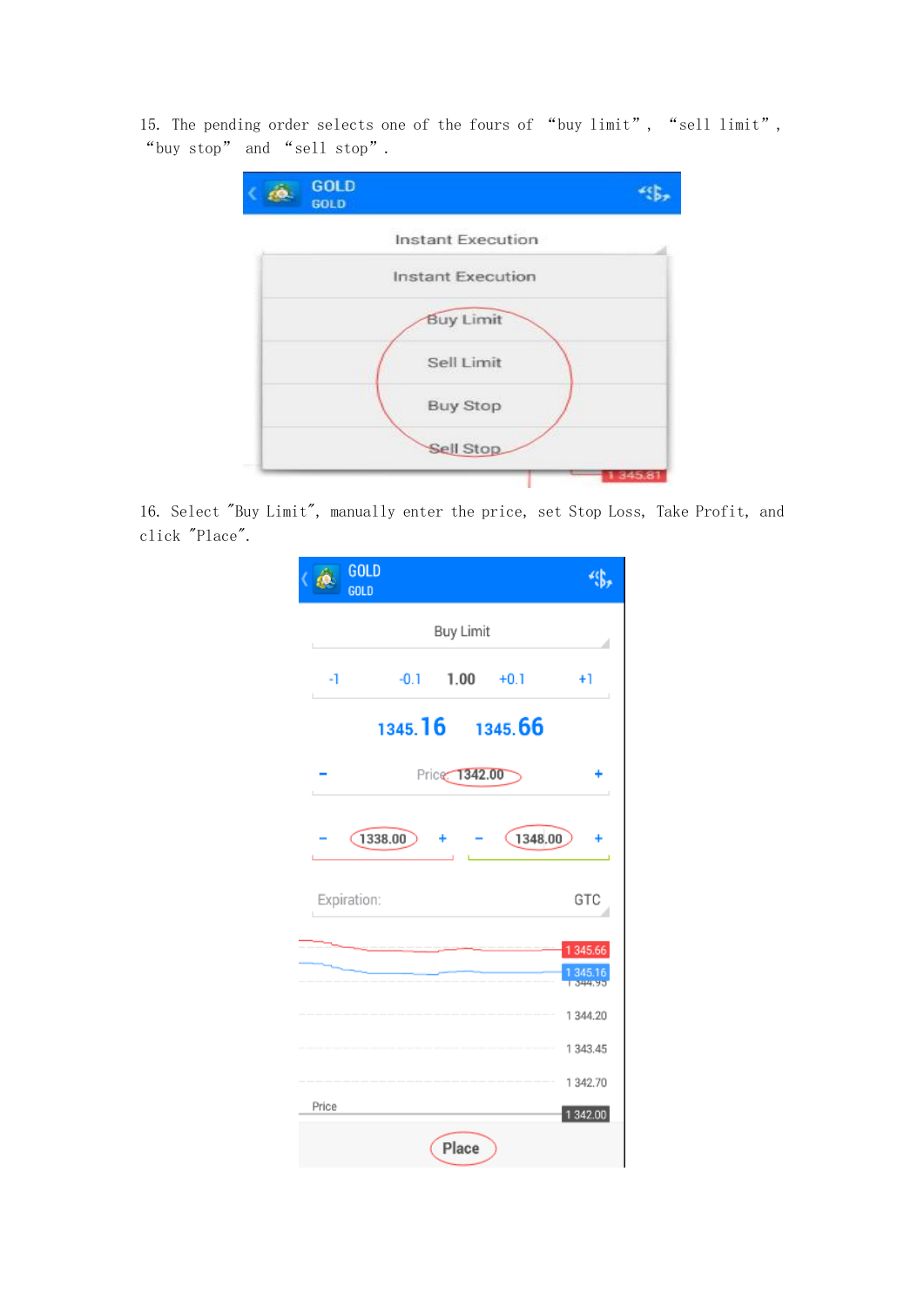15. The pending order selects one of the fours of “buy limit”, “sell limit”, “buy stop” and “sell stop”.

16. Select "Buy Limit", manually enter the price, set Stop Loss, Take Profit, and click "Place".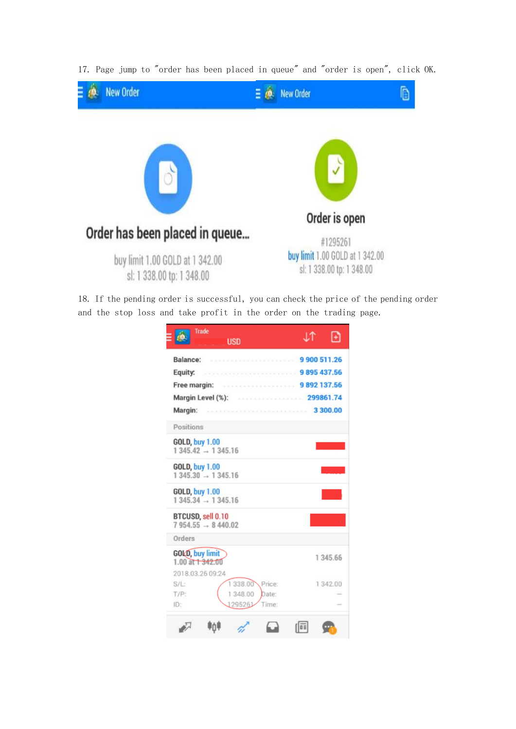17. Page jump to "order has been placed in queue" and "order is open", click OK.

New Order

Order has been placed in queue...

buy limit 1.00 GOLD at 1 342.00
sl: 1 338.00 tp: 1 348.00

New Order

Order is open

#1295261
buy limit 1.00 GOLD at 1 342.00
sl: 1 338.00 tp: 1 348.00

18. If the pending order is successful, you can check the price of the pending order and the stop loss and take profit in the order on the trading page.

Trade
USD

| | |
|---|---|
| Balance: | 9 900 511.26 |
| Equity: | 9 895 437.56 |
| Free margin: | 9 892 137.56 |
| Margin Level (%): | 299861.74 |
| Margin: | 3 300.00 |

Positions

GOLD, buy 1.00
1 345.42 → 1 345.16

GOLD, buy 1.00
1 345.30 → 1 345.16

GOLD, buy 1.00
1 345.34 → 1 345.16

BTCUSD, sell 0.10
7 954.55 → 8 440.02

Orders

GOLD, buy limit
1.00 at 1 342.00 — 1 345.66

2018.03.26 09:24

| | | | |
|---|---|---|---|
| S/L: | 1 338.00 | Price: | 1 342.00 |
| T/P: | 1 348.00 | Date: | — |
| ID: | 1295261 | Time: | — |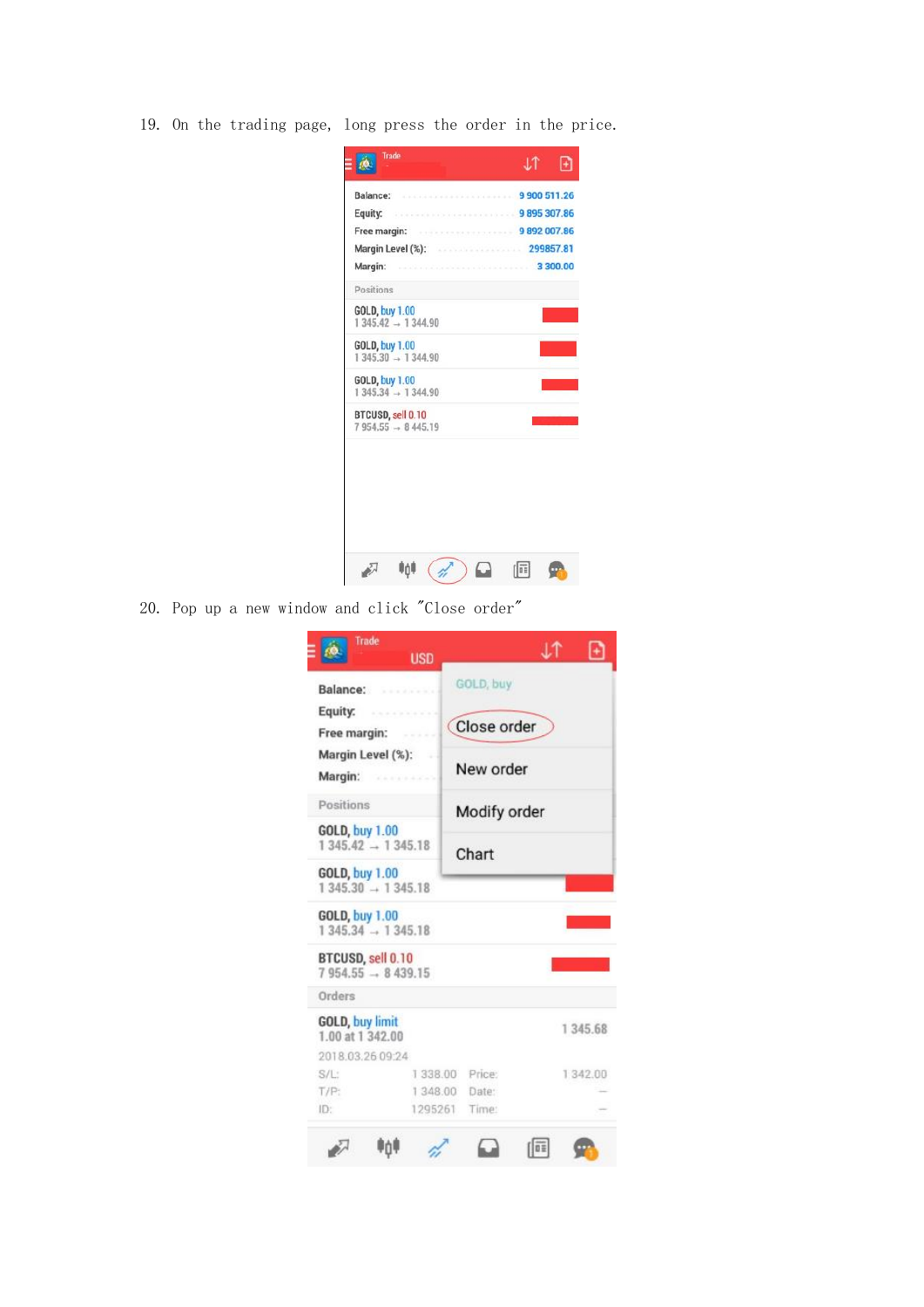19. On the trading page, long press the order in the price.

20. Pop up a new window and click "Close order"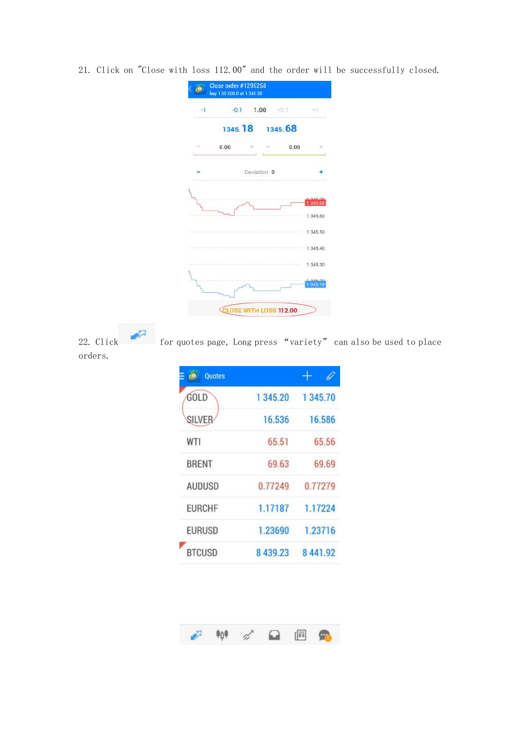21. Click on "Close with loss 112.00" and the order will be successfully closed.

22. Click for quotes page, Long press "variety" can also be used to place orders.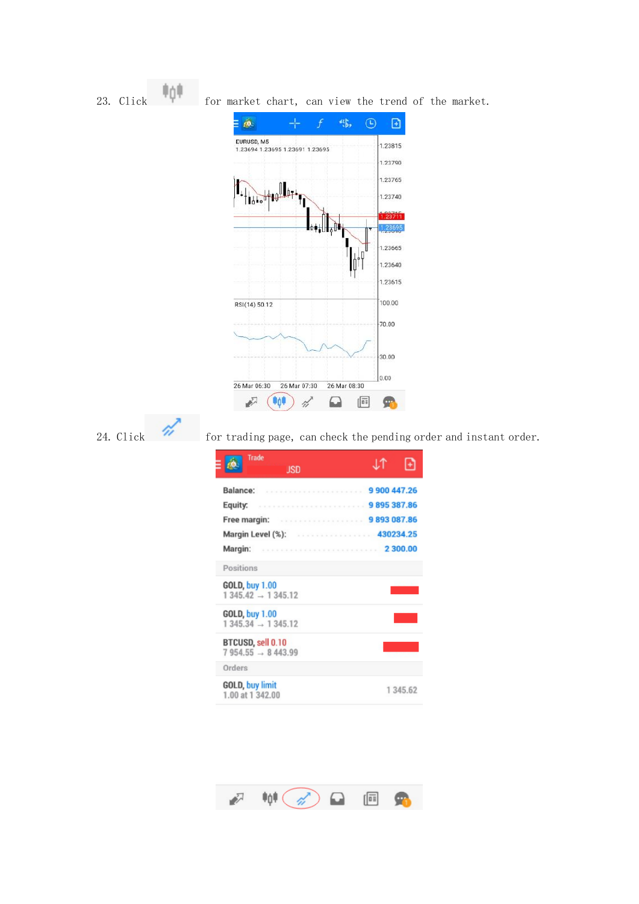23. Click for market chart, can view the trend of the market.

24. Click for trading page, can check the pending order and instant order.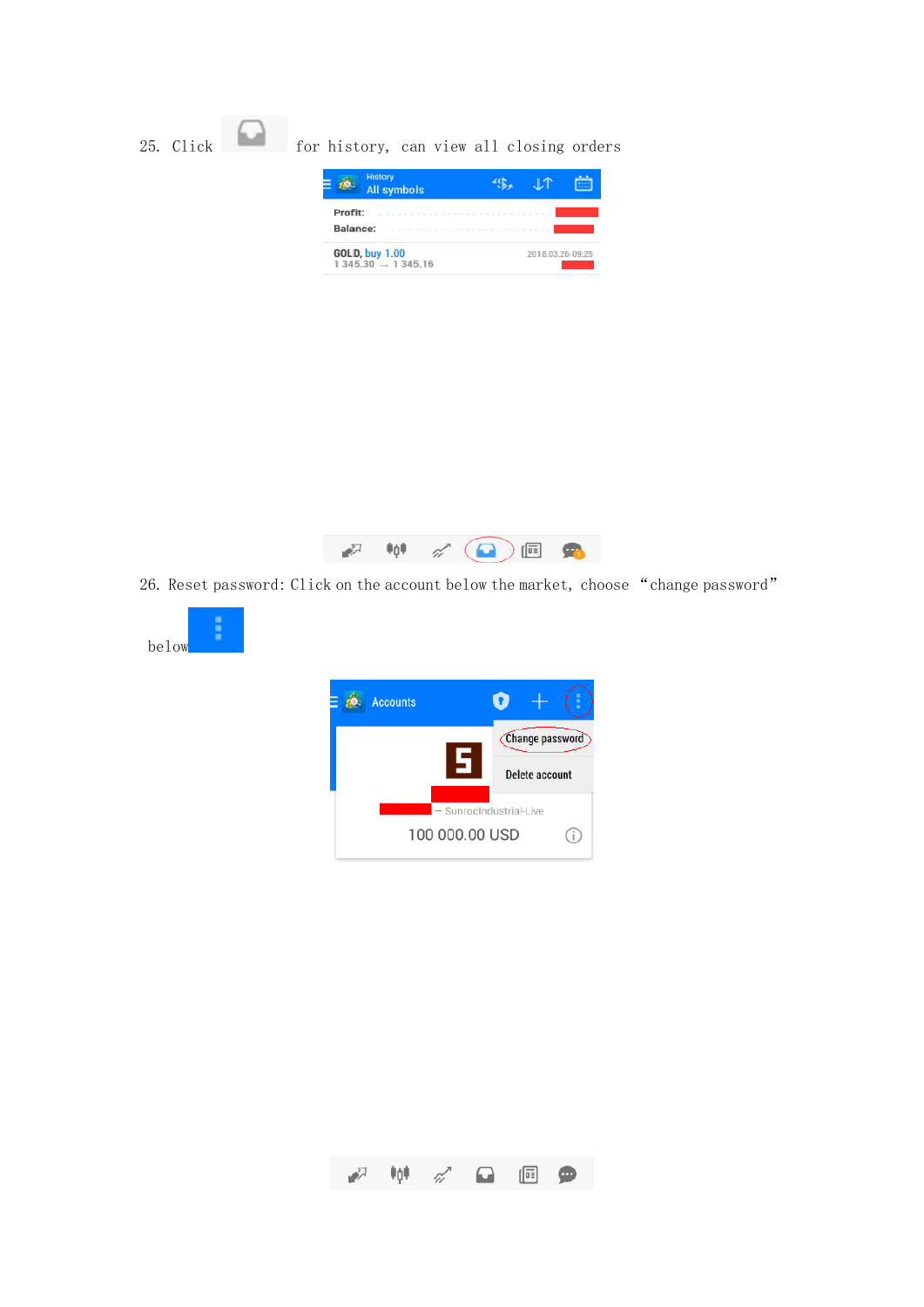25. Click for history, can view all closing orders

26. Reset password: Click on the account below the market, choose “change password” below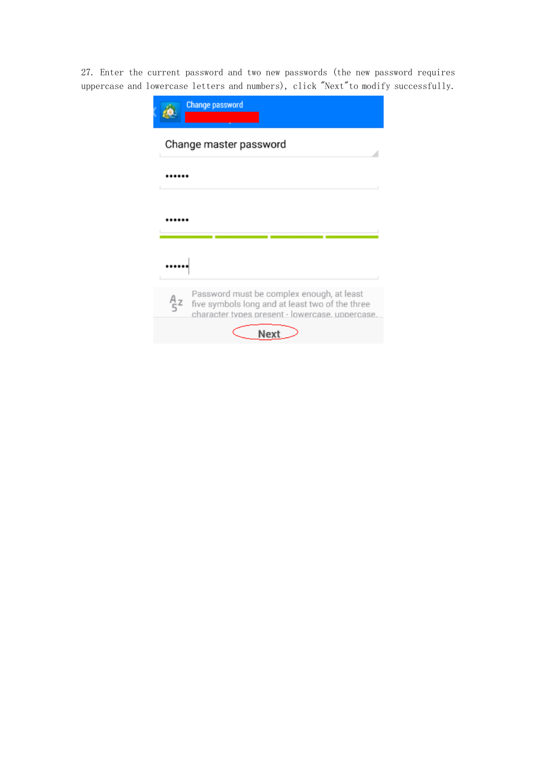27. Enter the current password and two new passwords (the new password requires uppercase and lowercase letters and numbers), click "Next"to modify successfully.

Change password

Change master password

••••••

••••••

••••••

Password must be complex enough, at least five symbols long and at least two of the three character types present - lowercase, uppercase,

Next